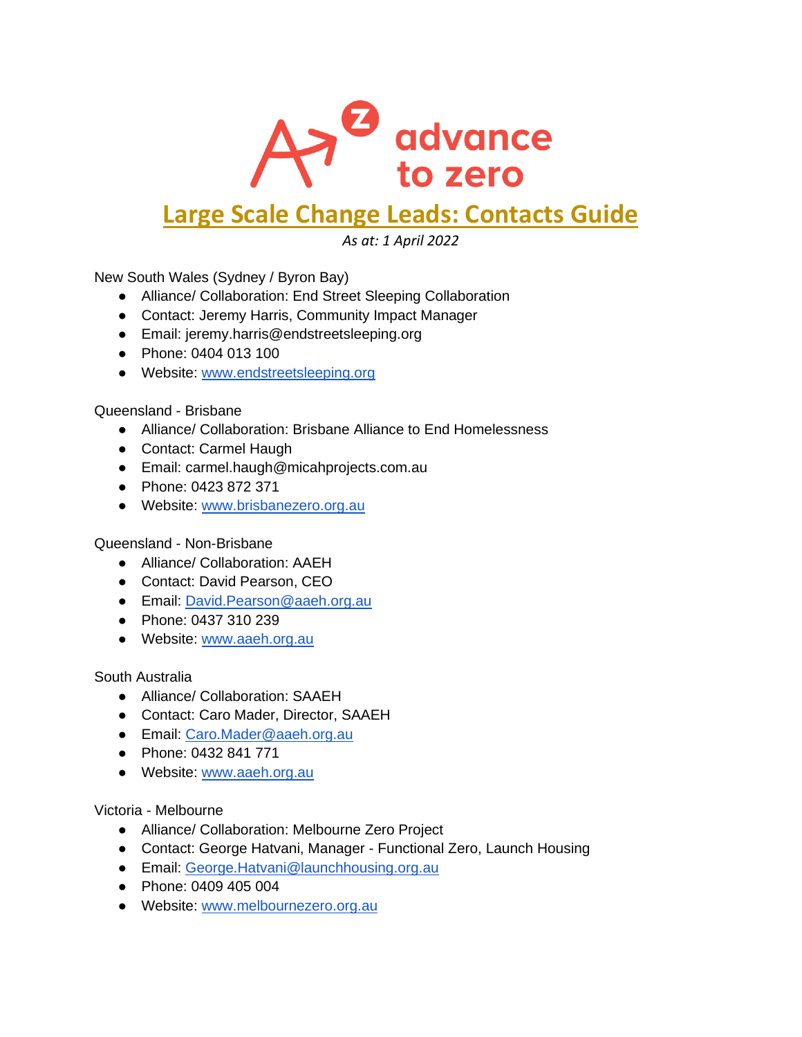advance to zero

# Large Scale Change Leads: Contacts Guide

*As at: 1 April 2022*

New South Wales (Sydney / Byron Bay)

- Alliance/ Collaboration: End Street Sleeping Collaboration
- Contact: Jeremy Harris, Community Impact Manager
- Email: jeremy.harris@endstreetsleeping.org
- Phone: 0404 013 100
- Website: [www.endstreetsleeping.org](http://www.endstreetsleeping.org)

Queensland - Brisbane

- Alliance/ Collaboration: Brisbane Alliance to End Homelessness
- Contact: Carmel Haugh
- Email: carmel.haugh@micahprojects.com.au
- Phone: 0423 872 371
- Website: [www.brisbanezero.org.au](http://www.brisbanezero.org.au)

Queensland - Non-Brisbane

- Alliance/ Collaboration: AAEH
- Contact: David Pearson, CEO
- Email: [David.Pearson@aaeh.org.au](mailto:David.Pearson@aaeh.org.au)
- Phone: 0437 310 239
- Website: [www.aaeh.org.au](http://www.aaeh.org.au)

South Australia

- Alliance/ Collaboration: SAAEH
- Contact: Caro Mader, Director, SAAEH
- Email: [Caro.Mader@aaeh.org.au](mailto:Caro.Mader@aaeh.org.au)
- Phone: 0432 841 771
- Website: [www.aaeh.org.au](http://www.aaeh.org.au)

Victoria - Melbourne

- Alliance/ Collaboration: Melbourne Zero Project
- Contact: George Hatvani, Manager - Functional Zero, Launch Housing
- Email: [George.Hatvani@launchhousing.org.au](mailto:George.Hatvani@launchhousing.org.au)
- Phone: 0409 405 004
- Website: [www.melbournezero.org.au](http://www.melbournezero.org.au)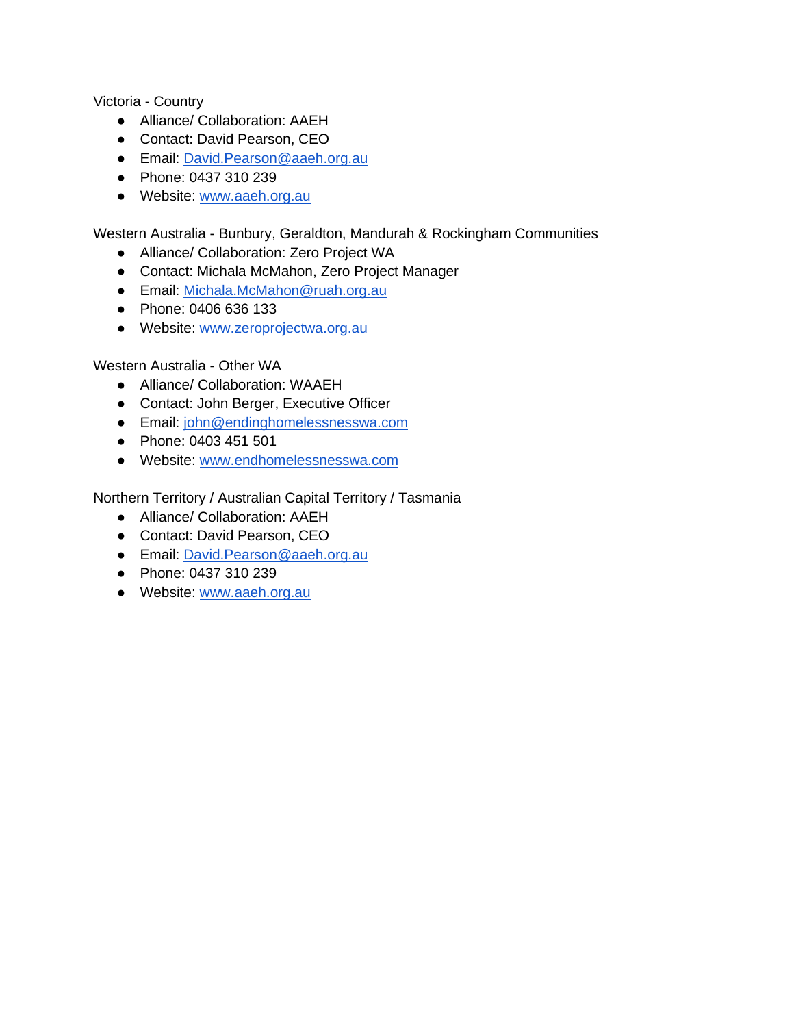Victoria - Country

- Alliance/ Collaboration: AAEH
- Contact: David Pearson, CEO
- Email: David.Pearson@aaeh.org.au
- Phone: 0437 310 239
- Website: www.aaeh.org.au

Western Australia - Bunbury, Geraldton, Mandurah & Rockingham Communities

- Alliance/ Collaboration: Zero Project WA
- Contact: Michala McMahon, Zero Project Manager
- Email: Michala.McMahon@ruah.org.au
- Phone: 0406 636 133
- Website: www.zeroprojectwa.org.au

Western Australia - Other WA

- Alliance/ Collaboration: WAAEH
- Contact: John Berger, Executive Officer
- Email: john@endinghomelessnesswa.com
- Phone: 0403 451 501
- Website: www.endhomelessnesswa.com

Northern Territory / Australian Capital Territory / Tasmania

- Alliance/ Collaboration: AAEH
- Contact: David Pearson, CEO
- Email: David.Pearson@aaeh.org.au
- Phone: 0437 310 239
- Website: www.aaeh.org.au